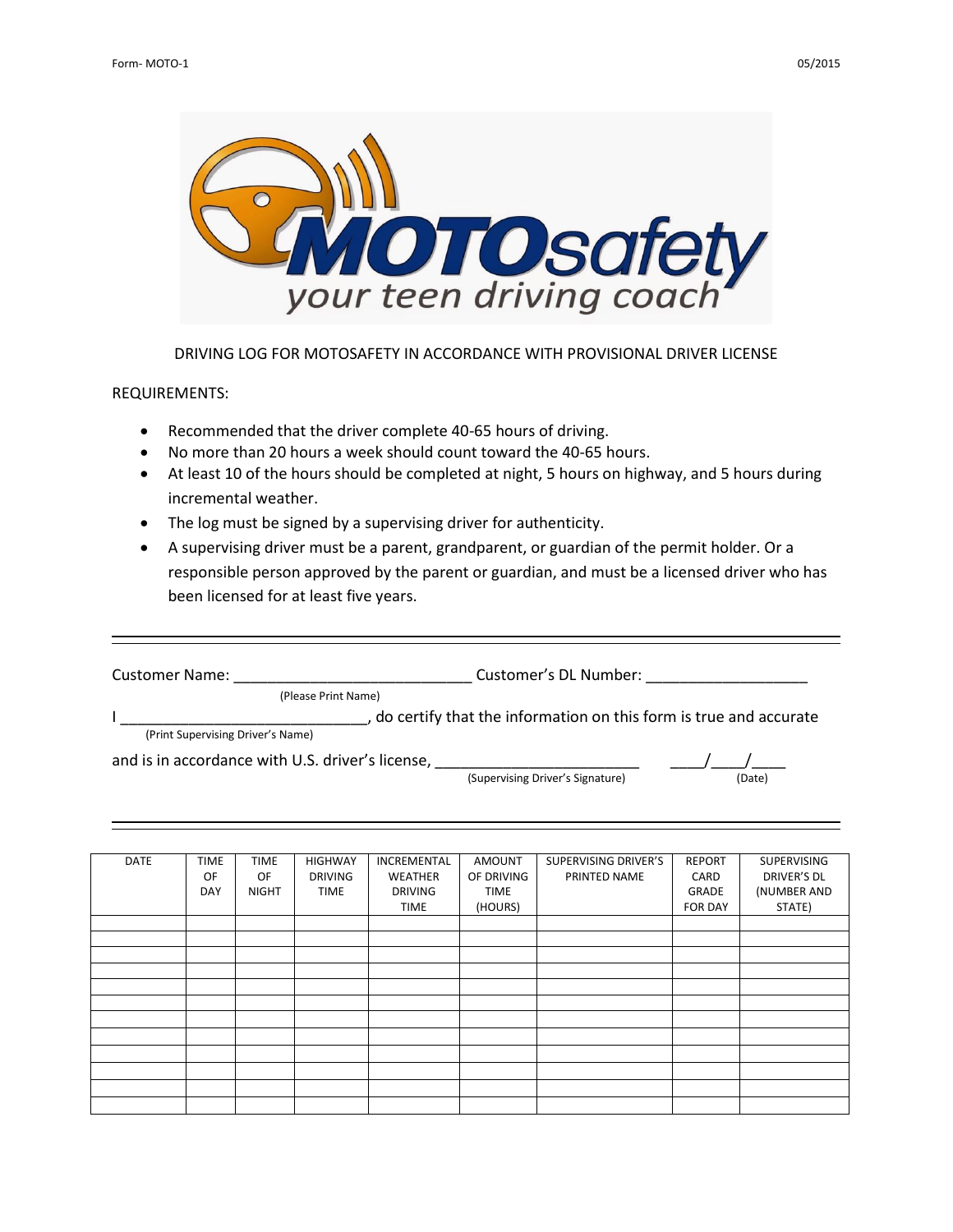# MOTOsafety

*your teen driving coach*

DRIVING LOG FOR MOTOSAFETY IN ACCORDANCE WITH PROVISIONAL DRIVER LICENSE

REQUIREMENTS:

- Recommended that the driver complete 40-65 hours of driving.
- No more than 20 hours a week should count toward the 40-65 hours.
- At least 10 of the hours should be completed at night, 5 hours on highway, and 5 hours during incremental weather.
- The log must be signed by a supervising driver for authenticity.
- A supervising driver must be a parent, grandparent, or guardian of the permit holder. Or a responsible person approved by the parent or guardian, and must be a licensed driver who has been licensed for at least five years.

---

Customer Name: ____________________________ Customer's DL Number: ___________________
(Please Print Name)

I ____________________________, do certify that the information on this form is true and accurate
(Print Supervising Driver's Name)

and is in accordance with U.S. driver's license, ________________________ ____/____/____
(Supervising Driver's Signature) (Date)

---

| DATE | TIME OF DAY | TIME OF NIGHT | HIGHWAY DRIVING TIME | INCREMENTAL WEATHER DRIVING TIME | AMOUNT OF DRIVING TIME (HOURS) | SUPERVISING DRIVER'S PRINTED NAME | REPORT CARD GRADE FOR DAY | SUPERVISING DRIVER'S DL (NUMBER AND STATE) |
|---|---|---|---|---|---|---|---|---|
| | | | | | | | | |
| | | | | | | | | |
| | | | | | | | | |
| | | | | | | | | |
| | | | | | | | | |
| | | | | | | | | |
| | | | | | | | | |
| | | | | | | | | |
| | | | | | | | | |
| | | | | | | | | |
| | | | | | | | | |
| | | | | | | | | |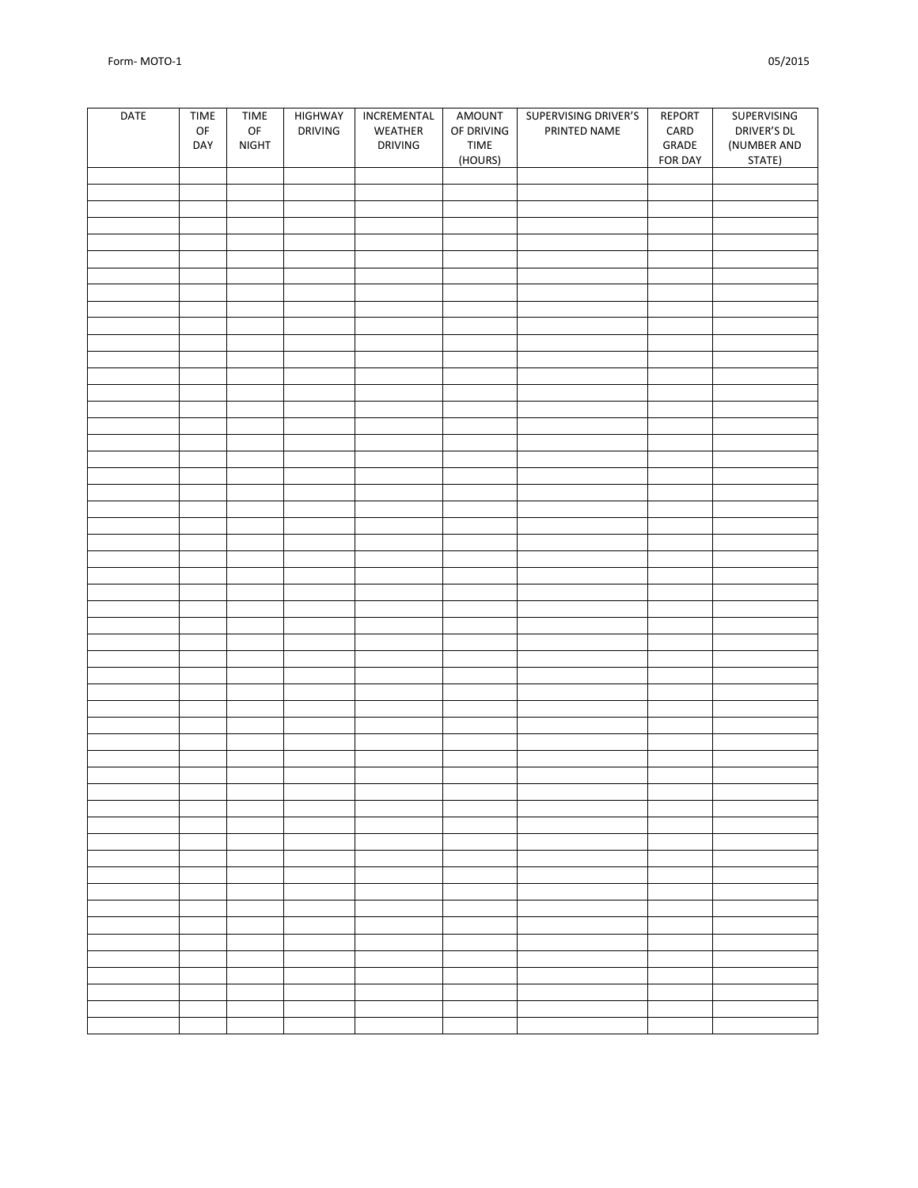| DATE | TIME OF DAY | TIME OF NIGHT | HIGHWAY DRIVING | INCREMENTAL WEATHER DRIVING | AMOUNT OF DRIVING TIME (HOURS) | SUPERVISING DRIVER'S PRINTED NAME | REPORT CARD GRADE FOR DAY | SUPERVISING DRIVER'S DL (NUMBER AND STATE) |
|---|---|---|---|---|---|---|---|---|
| | | | | | | | | |
| | | | | | | | | |
| | | | | | | | | |
| | | | | | | | | |
| | | | | | | | | |
| | | | | | | | | |
| | | | | | | | | |
| | | | | | | | | |
| | | | | | | | | |
| | | | | | | | | |
| | | | | | | | | |
| | | | | | | | | |
| | | | | | | | | |
| | | | | | | | | |
| | | | | | | | | |
| | | | | | | | | |
| | | | | | | | | |
| | | | | | | | | |
| | | | | | | | | |
| | | | | | | | | |
| | | | | | | | | |
| | | | | | | | | |
| | | | | | | | | |
| | | | | | | | | |
| | | | | | | | | |
| | | | | | | | | |
| | | | | | | | | |
| | | | | | | | | |
| | | | | | | | | |
| | | | | | | | | |
| | | | | | | | | |
| | | | | | | | | |
| | | | | | | | | |
| | | | | | | | | |
| | | | | | | | | |
| | | | | | | | | |
| | | | | | | | | |
| | | | | | | | | |
| | | | | | | | | |
| | | | | | | | | |
| | | | | | | | | |
| | | | | | | | | |
| | | | | | | | | |
| | | | | | | | | |
| | | | | | | | | |
| | | | | | | | | |
| | | | | | | | | |
| | | | | | | | | |
| | | | | | | | | |
| | | | | | | | | |
| | | | | | | | | |
| | | | | | | | | |